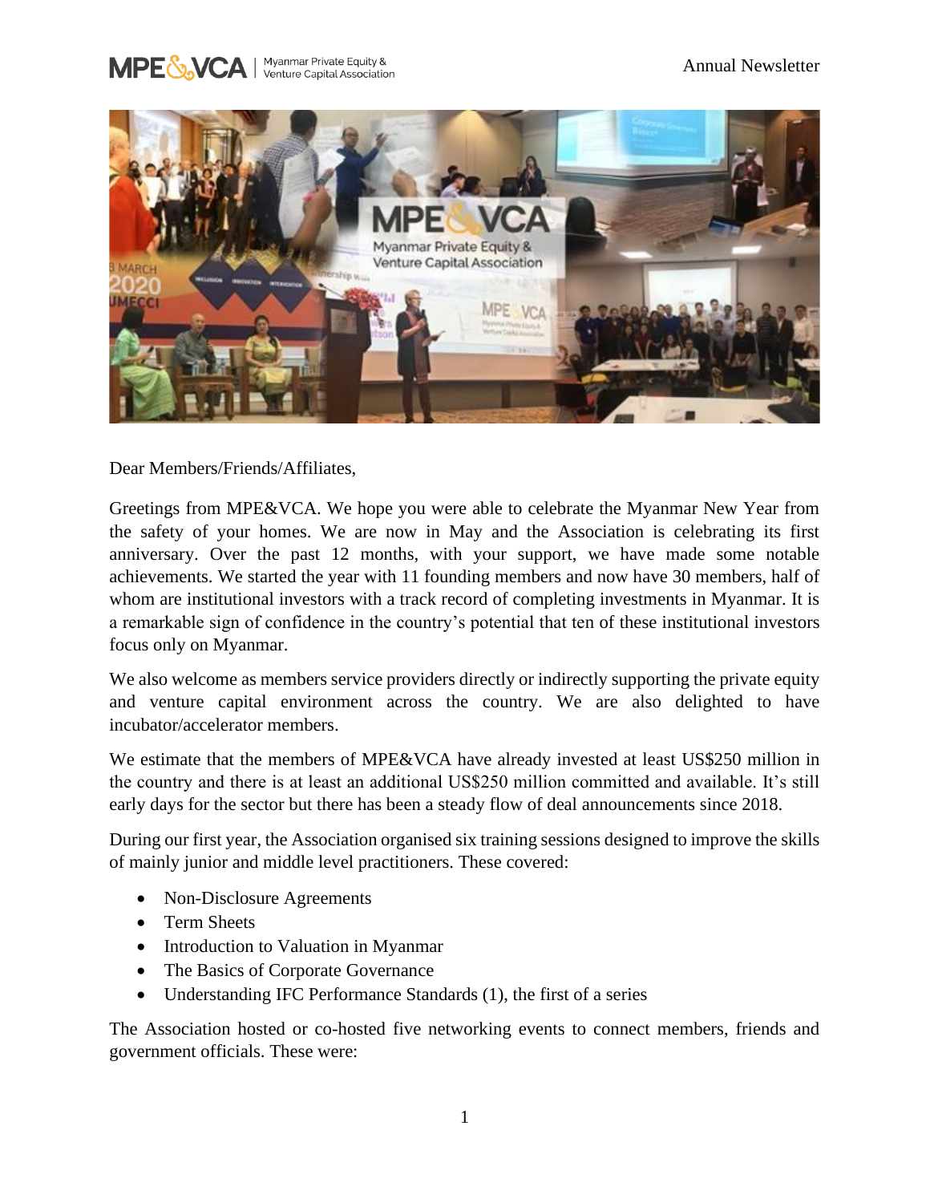Dear Members/Friends/Affiliates,

Greetings from MPE&VCA. We hope you were able to celebrate the Myanmar New Year from the safety of your homes. We are now in May and the Association is celebrating its first anniversary. Over the past 12 months, with your support, we have made some notable achievements. We started the year with 11 founding members and now have 30 members, half of whom are institutional investors with a track record of completing investments in Myanmar. It is a remarkable sign of confidence in the country's potential that ten of these institutional investors focus only on Myanmar.

We also welcome as members service providers directly or indirectly supporting the private equity and venture capital environment across the country. We are also delighted to have incubator/accelerator members.

We estimate that the members of MPE&VCA have already invested at least US$250 million in the country and there is at least an additional US$250 million committed and available. It's still early days for the sector but there has been a steady flow of deal announcements since 2018.

During our first year, the Association organised six training sessions designed to improve the skills of mainly junior and middle level practitioners. These covered:

- Non-Disclosure Agreements
- Term Sheets
- Introduction to Valuation in Myanmar
- The Basics of Corporate Governance
- Understanding IFC Performance Standards (1), the first of a series

The Association hosted or co-hosted five networking events to connect members, friends and government officials. These were: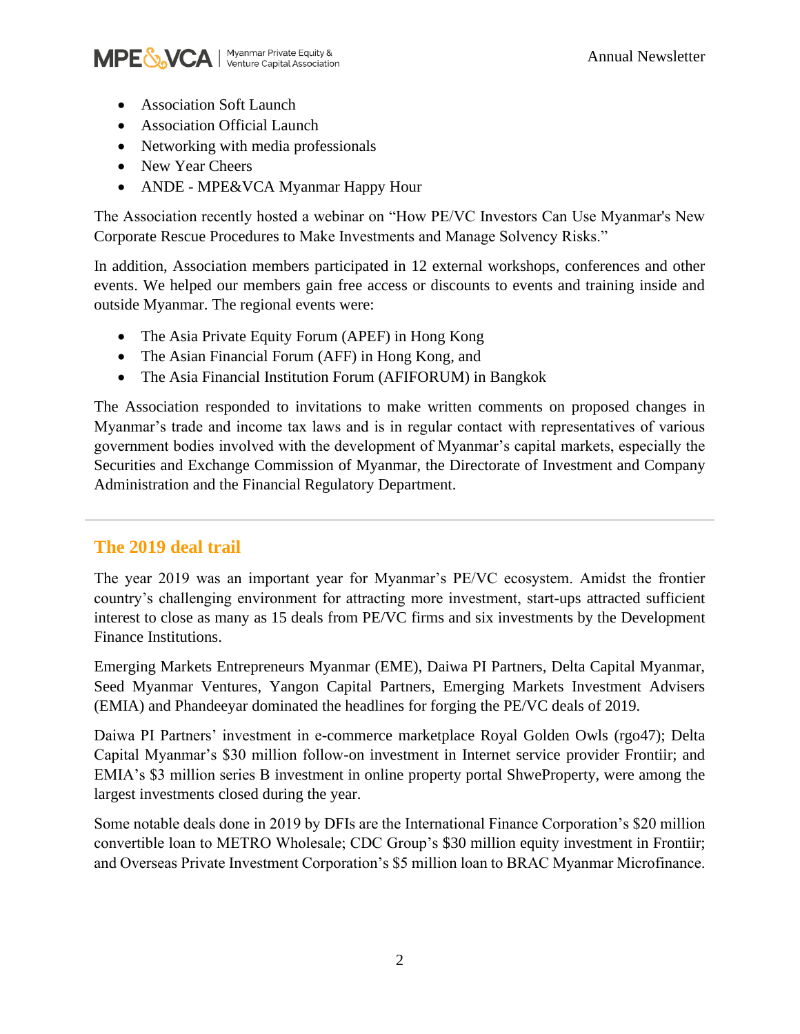- Association Soft Launch
- Association Official Launch
- Networking with media professionals
- New Year Cheers
- ANDE - MPE&VCA Myanmar Happy Hour

The Association recently hosted a webinar on "How PE/VC Investors Can Use Myanmar's New Corporate Rescue Procedures to Make Investments and Manage Solvency Risks."

In addition, Association members participated in 12 external workshops, conferences and other events. We helped our members gain free access or discounts to events and training inside and outside Myanmar. The regional events were:

- The Asia Private Equity Forum (APEF) in Hong Kong
- The Asian Financial Forum (AFF) in Hong Kong, and
- The Asia Financial Institution Forum (AFIFORUM) in Bangkok

The Association responded to invitations to make written comments on proposed changes in Myanmar's trade and income tax laws and is in regular contact with representatives of various government bodies involved with the development of Myanmar's capital markets, especially the Securities and Exchange Commission of Myanmar, the Directorate of Investment and Company Administration and the Financial Regulatory Department.

## The 2019 deal trail

The year 2019 was an important year for Myanmar's PE/VC ecosystem. Amidst the frontier country's challenging environment for attracting more investment, start-ups attracted sufficient interest to close as many as 15 deals from PE/VC firms and six investments by the Development Finance Institutions.

Emerging Markets Entrepreneurs Myanmar (EME), Daiwa PI Partners, Delta Capital Myanmar, Seed Myanmar Ventures, Yangon Capital Partners, Emerging Markets Investment Advisers (EMIA) and Phandeeyar dominated the headlines for forging the PE/VC deals of 2019.

Daiwa PI Partners' investment in e-commerce marketplace Royal Golden Owls (rgo47); Delta Capital Myanmar's $30 million follow-on investment in Internet service provider Frontiir; and EMIA's $3 million series B investment in online property portal ShweProperty, were among the largest investments closed during the year.

Some notable deals done in 2019 by DFIs are the International Finance Corporation's $20 million convertible loan to METRO Wholesale; CDC Group's $30 million equity investment in Frontiir; and Overseas Private Investment Corporation's $5 million loan to BRAC Myanmar Microfinance.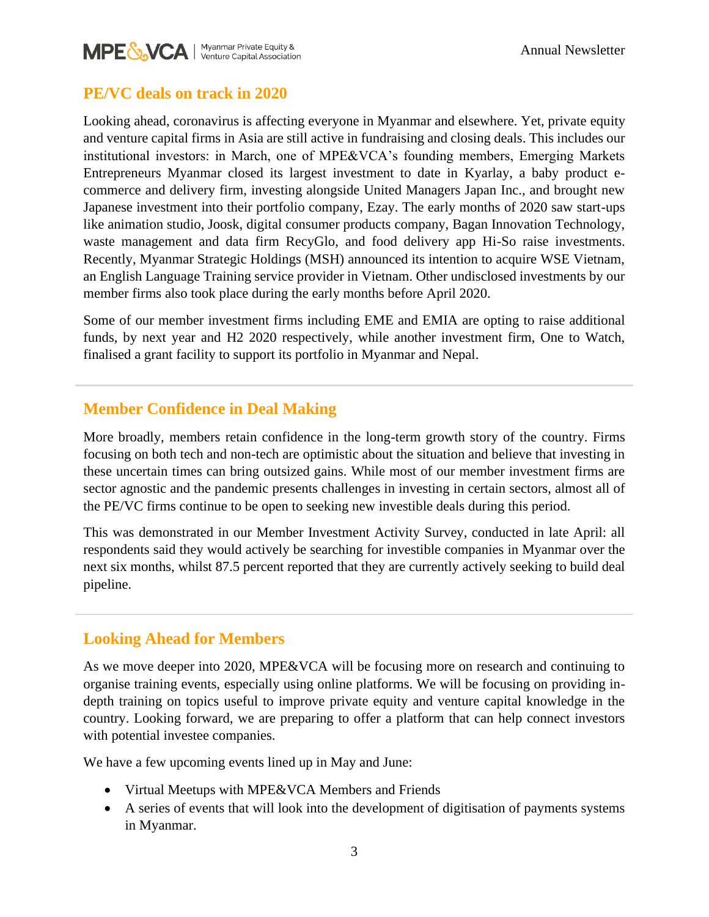## PE/VC deals on track in 2020

Looking ahead, coronavirus is affecting everyone in Myanmar and elsewhere. Yet, private equity and venture capital firms in Asia are still active in fundraising and closing deals. This includes our institutional investors: in March, one of MPE&VCA's founding members, Emerging Markets Entrepreneurs Myanmar closed its largest investment to date in Kyarlay, a baby product e-commerce and delivery firm, investing alongside United Managers Japan Inc., and brought new Japanese investment into their portfolio company, Ezay. The early months of 2020 saw start-ups like animation studio, Joosk, digital consumer products company, Bagan Innovation Technology, waste management and data firm RecyGlo, and food delivery app Hi-So raise investments. Recently, Myanmar Strategic Holdings (MSH) announced its intention to acquire WSE Vietnam, an English Language Training service provider in Vietnam. Other undisclosed investments by our member firms also took place during the early months before April 2020.

Some of our member investment firms including EME and EMIA are opting to raise additional funds, by next year and H2 2020 respectively, while another investment firm, One to Watch, finalised a grant facility to support its portfolio in Myanmar and Nepal.

## Member Confidence in Deal Making

More broadly, members retain confidence in the long-term growth story of the country. Firms focusing on both tech and non-tech are optimistic about the situation and believe that investing in these uncertain times can bring outsized gains. While most of our member investment firms are sector agnostic and the pandemic presents challenges in investing in certain sectors, almost all of the PE/VC firms continue to be open to seeking new investible deals during this period.

This was demonstrated in our Member Investment Activity Survey, conducted in late April: all respondents said they would actively be searching for investible companies in Myanmar over the next six months, whilst 87.5 percent reported that they are currently actively seeking to build deal pipeline.

## Looking Ahead for Members

As we move deeper into 2020, MPE&VCA will be focusing more on research and continuing to organise training events, especially using online platforms. We will be focusing on providing in-depth training on topics useful to improve private equity and venture capital knowledge in the country. Looking forward, we are preparing to offer a platform that can help connect investors with potential investee companies.

We have a few upcoming events lined up in May and June:

- Virtual Meetups with MPE&VCA Members and Friends
- A series of events that will look into the development of digitisation of payments systems in Myanmar.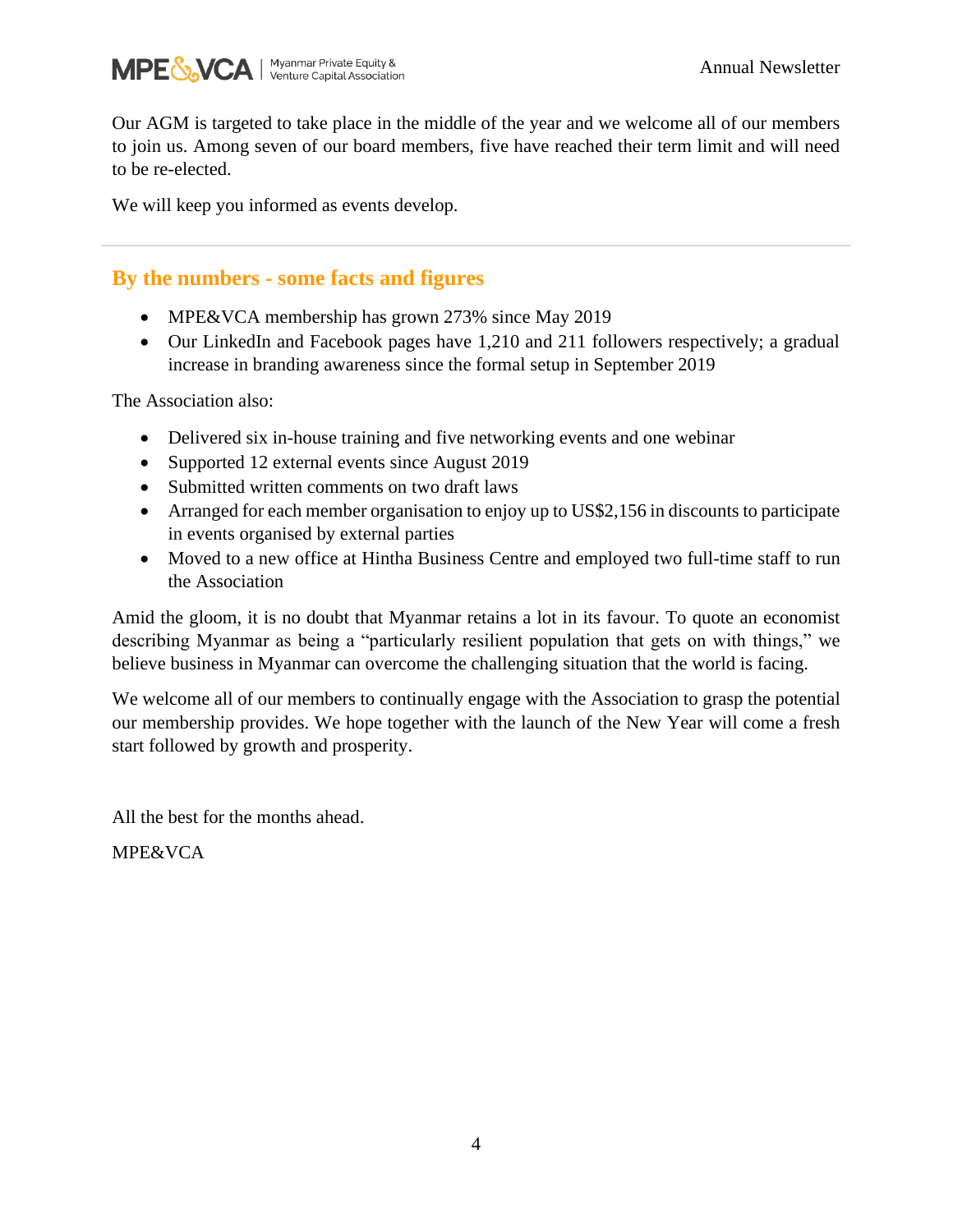Our AGM is targeted to take place in the middle of the year and we welcome all of our members to join us. Among seven of our board members, five have reached their term limit and will need to be re-elected.

We will keep you informed as events develop.

---

## By the numbers - some facts and figures

- MPE&VCA membership has grown 273% since May 2019
- Our LinkedIn and Facebook pages have 1,210 and 211 followers respectively; a gradual increase in branding awareness since the formal setup in September 2019

The Association also:

- Delivered six in-house training and five networking events and one webinar
- Supported 12 external events since August 2019
- Submitted written comments on two draft laws
- Arranged for each member organisation to enjoy up to US$2,156 in discounts to participate in events organised by external parties
- Moved to a new office at Hintha Business Centre and employed two full-time staff to run the Association

Amid the gloom, it is no doubt that Myanmar retains a lot in its favour. To quote an economist describing Myanmar as being a "particularly resilient population that gets on with things," we believe business in Myanmar can overcome the challenging situation that the world is facing.

We welcome all of our members to continually engage with the Association to grasp the potential our membership provides. We hope together with the launch of the New Year will come a fresh start followed by growth and prosperity.

All the best for the months ahead.

MPE&VCA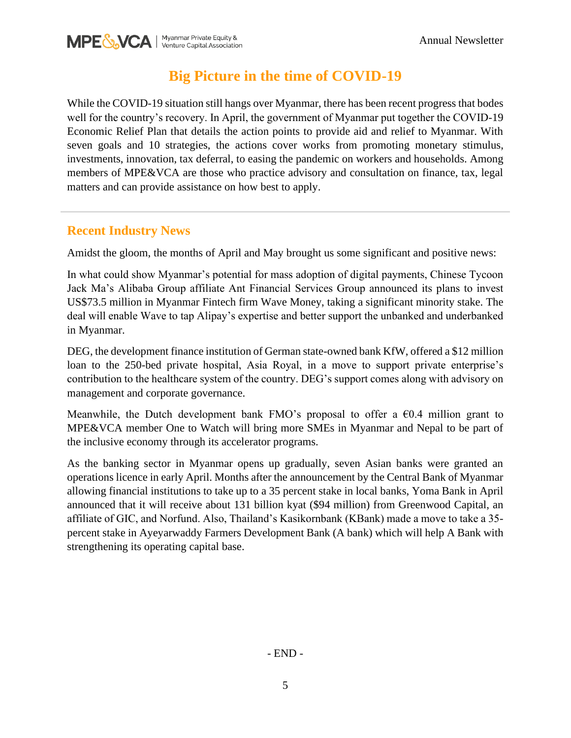## Big Picture in the time of COVID-19

While the COVID-19 situation still hangs over Myanmar, there has been recent progress that bodes well for the country's recovery. In April, the government of Myanmar put together the COVID-19 Economic Relief Plan that details the action points to provide aid and relief to Myanmar. With seven goals and 10 strategies, the actions cover works from promoting monetary stimulus, investments, innovation, tax deferral, to easing the pandemic on workers and households. Among members of MPE&VCA are those who practice advisory and consultation on finance, tax, legal matters and can provide assistance on how best to apply.

---

## Recent Industry News

Amidst the gloom, the months of April and May brought us some significant and positive news:

In what could show Myanmar's potential for mass adoption of digital payments, Chinese Tycoon Jack Ma's Alibaba Group affiliate Ant Financial Services Group announced its plans to invest US$73.5 million in Myanmar Fintech firm Wave Money, taking a significant minority stake. The deal will enable Wave to tap Alipay's expertise and better support the unbanked and underbanked in Myanmar.

DEG, the development finance institution of German state-owned bank KfW, offered a $12 million loan to the 250-bed private hospital, Asia Royal, in a move to support private enterprise's contribution to the healthcare system of the country. DEG's support comes along with advisory on management and corporate governance.

Meanwhile, the Dutch development bank FMO's proposal to offer a €0.4 million grant to MPE&VCA member One to Watch will bring more SMEs in Myanmar and Nepal to be part of the inclusive economy through its accelerator programs.

As the banking sector in Myanmar opens up gradually, seven Asian banks were granted an operations licence in early April. Months after the announcement by the Central Bank of Myanmar allowing financial institutions to take up to a 35 percent stake in local banks, Yoma Bank in April announced that it will receive about 131 billion kyat ($94 million) from Greenwood Capital, an affiliate of GIC, and Norfund. Also, Thailand's Kasikornbank (KBank) made a move to take a 35-percent stake in Ayeyarwaddy Farmers Development Bank (A bank) which will help A Bank with strengthening its operating capital base.

- END -